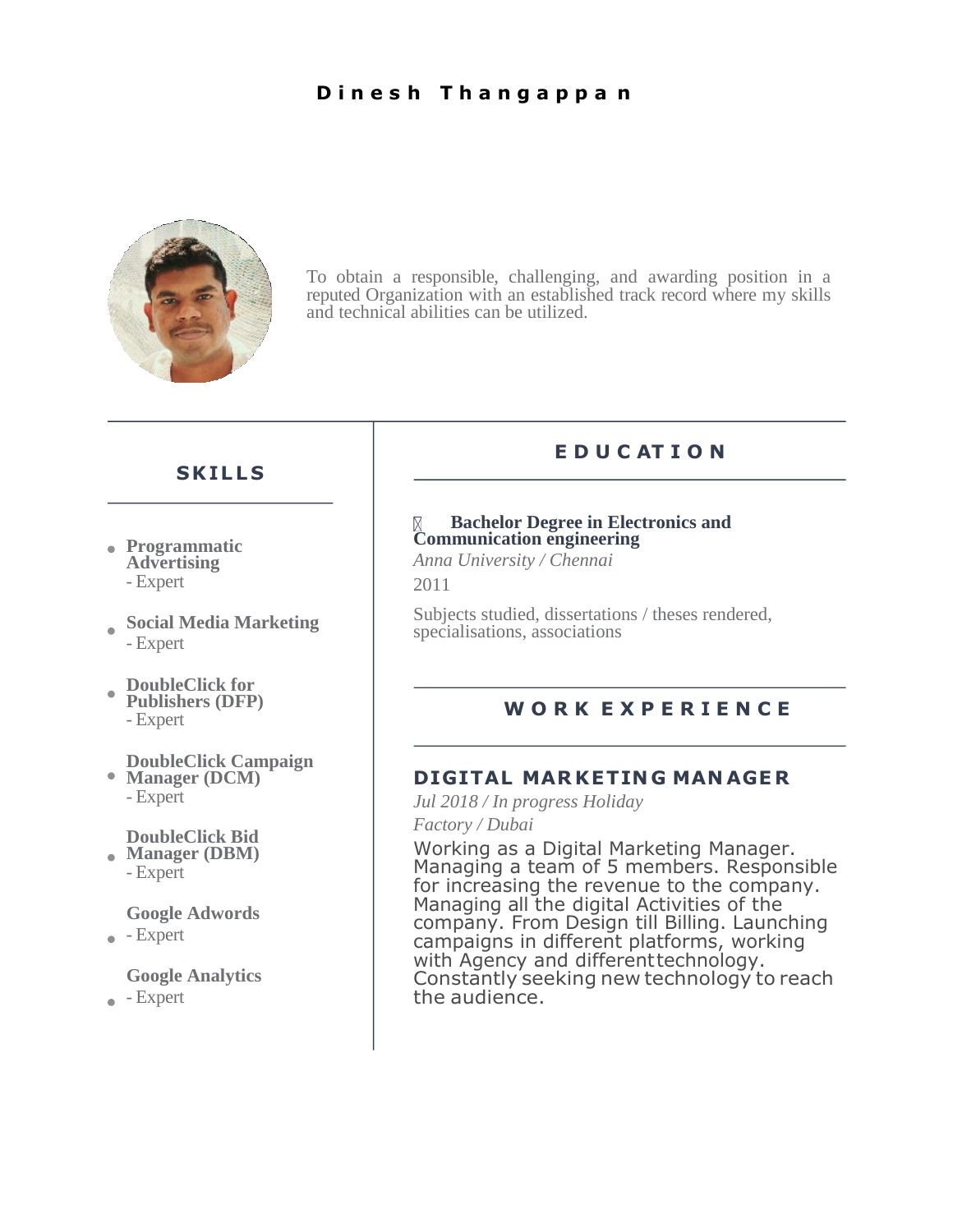# Dinesh Thangappan

To obtain a responsible, challenging, and awarding position in a reputed Organization with an established track record where my skills and technical abilities can be utilized.

## SKILLS

- **Programmatic Advertising**
  - Expert
- **Social Media Marketing**
  - Expert
- **DoubleClick for Publishers (DFP)**
  - Expert
- **DoubleClick Campaign Manager (DCM)**
  - Expert
- **DoubleClick Bid Manager (DBM)**
  - Expert
- **Google Adwords**
  - Expert
- **Google Analytics**
  - Expert

## EDUCATION

- **Bachelor Degree in Electronics and Communication engineering**

*Anna University / Chennai*

2011

Subjects studied, dissertations / theses rendered, specialisations, associations

## WORK EXPERIENCE

### DIGITAL MARKETING MANAGER

*Jul 2018 / In progress Holiday Factory / Dubai*

Working as a Digital Marketing Manager. Managing a team of 5 members. Responsible for increasing the revenue to the company. Managing all the digital Activities of the company. From Design till Billing. Launching campaigns in different platforms, working with Agency and different technology. Constantly seeking new technology to reach the audience.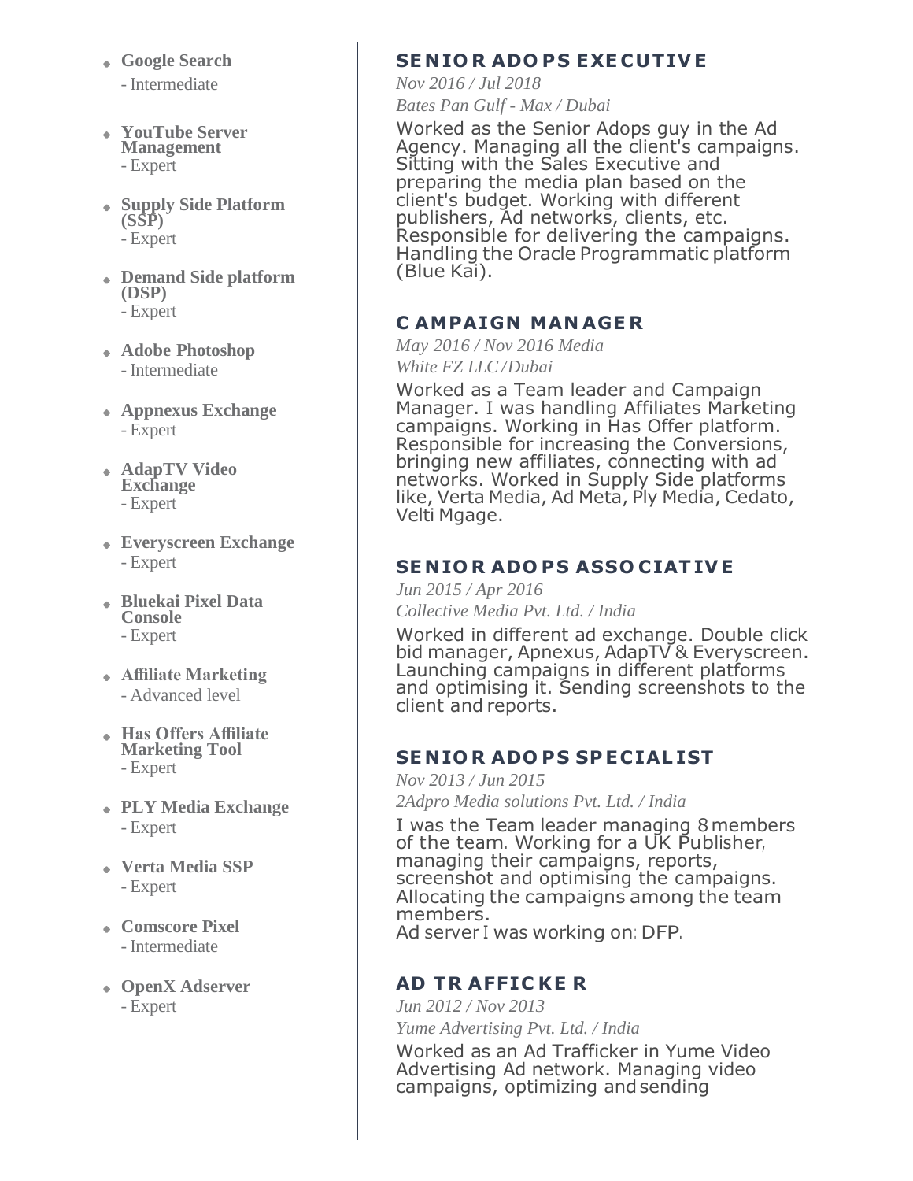- **Google Search**
  - Intermediate
- **YouTube Server Management**
  - Expert
- **Supply Side Platform (SSP)**
  - Expert
- **Demand Side platform (DSP)**
  - Expert
- **Adobe Photoshop**
  - Intermediate
- **Appnexus Exchange**
  - Expert
- **AdapTV Video Exchange**
  - Expert
- **Everyscreen Exchange**
  - Expert
- **Bluekai Pixel Data Console**
  - Expert
- **Affiliate Marketing**
  - Advanced level
- **Has Offers Affiliate Marketing Tool**
  - Expert
- **PLY Media Exchange**
  - Expert
- **Verta Media SSP**
  - Expert
- **Comscore Pixel**
  - Intermediate
- **OpenX Adserver**
  - Expert

## SENIOR ADOPS EXECUTIVE

*Nov 2016 / Jul 2018*

*Bates Pan Gulf - Max / Dubai*

Worked as the Senior Adops guy in the Ad Agency. Managing all the client's campaigns. Sitting with the Sales Executive and preparing the media plan based on the client's budget. Working with different publishers, Ad networks, clients, etc. Responsible for delivering the campaigns. Handling the Oracle Programmatic platform (Blue Kai).

## CAMPAIGN MANAGER

*May 2016 / Nov 2016 Media*

*White FZ LLC /Dubai*

Worked as a Team leader and Campaign Manager. I was handling Affiliates Marketing campaigns. Working in Has Offer platform. Responsible for increasing the Conversions, bringing new affiliates, connecting with ad networks. Worked in Supply Side platforms like, Verta Media, Ad Meta, Ply Media, Cedato, Velti Mgage.

## SENIOR ADOPS ASSOCIATIVE

*Jun 2015 / Apr 2016*

*Collective Media Pvt. Ltd. / India*

Worked in different ad exchange. Double click bid manager, Apnexus, AdapTV & Everyscreen. Launching campaigns in different platforms and optimising it. Sending screenshots to the client and reports.

## SENIOR ADOPS SPECIALIST

*Nov 2013 / Jun 2015*

*2Adpro Media solutions Pvt. Ltd. / India*

I was the Team leader managing 8 members of the team. Working for a UK Publisher, managing their campaigns, reports, screenshot and optimising the campaigns. Allocating the campaigns among the team members.
Ad server I was working on: DFP.

## AD TRAFFICKER

*Jun 2012 / Nov 2013*

*Yume Advertising Pvt. Ltd. / India*

Worked as an Ad Trafficker in Yume Video Advertising Ad network. Managing video campaigns, optimizing and sending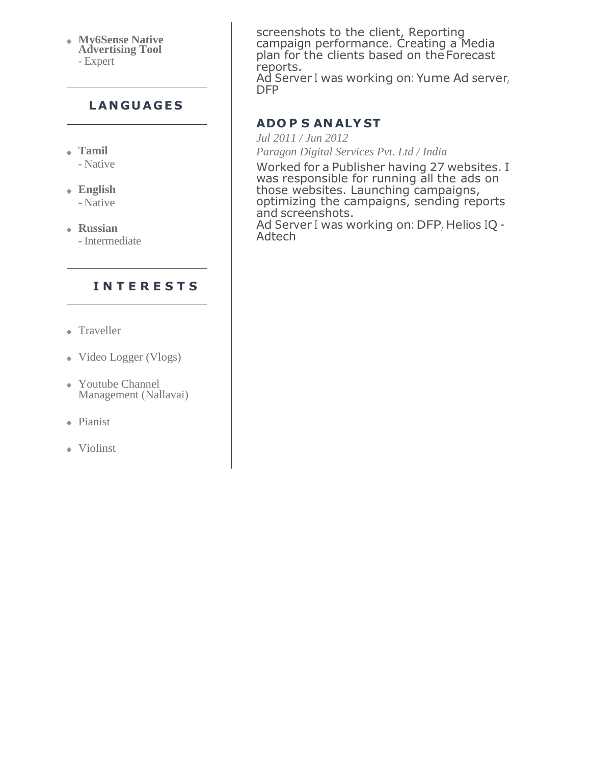- **My6Sense Native Advertising Tool**
  - Expert

## LANGUAGES

- **Tamil**
  - Native
- **English**
  - Native
- **Russian**
  - Intermediate

## INTERESTS

- Traveller
- Video Logger (Vlogs)
- Youtube Channel Management (Nallavai)
- Pianist
- Violinst

screenshots to the client, Reporting campaign performance. Creating a Media plan for the clients based on the Forecast reports.
Ad Server I was working on: Yume Ad server, DFP

### ADOPS ANALYST

*Jul 2011 / Jun 2012*

*Paragon Digital Services Pvt. Ltd / India*

Worked for a Publisher having 27 websites. I was responsible for running all the ads on those websites. Launching campaigns, optimizing the campaigns, sending reports and screenshots.
Ad Server I was working on: DFP, Helios IQ - Adtech